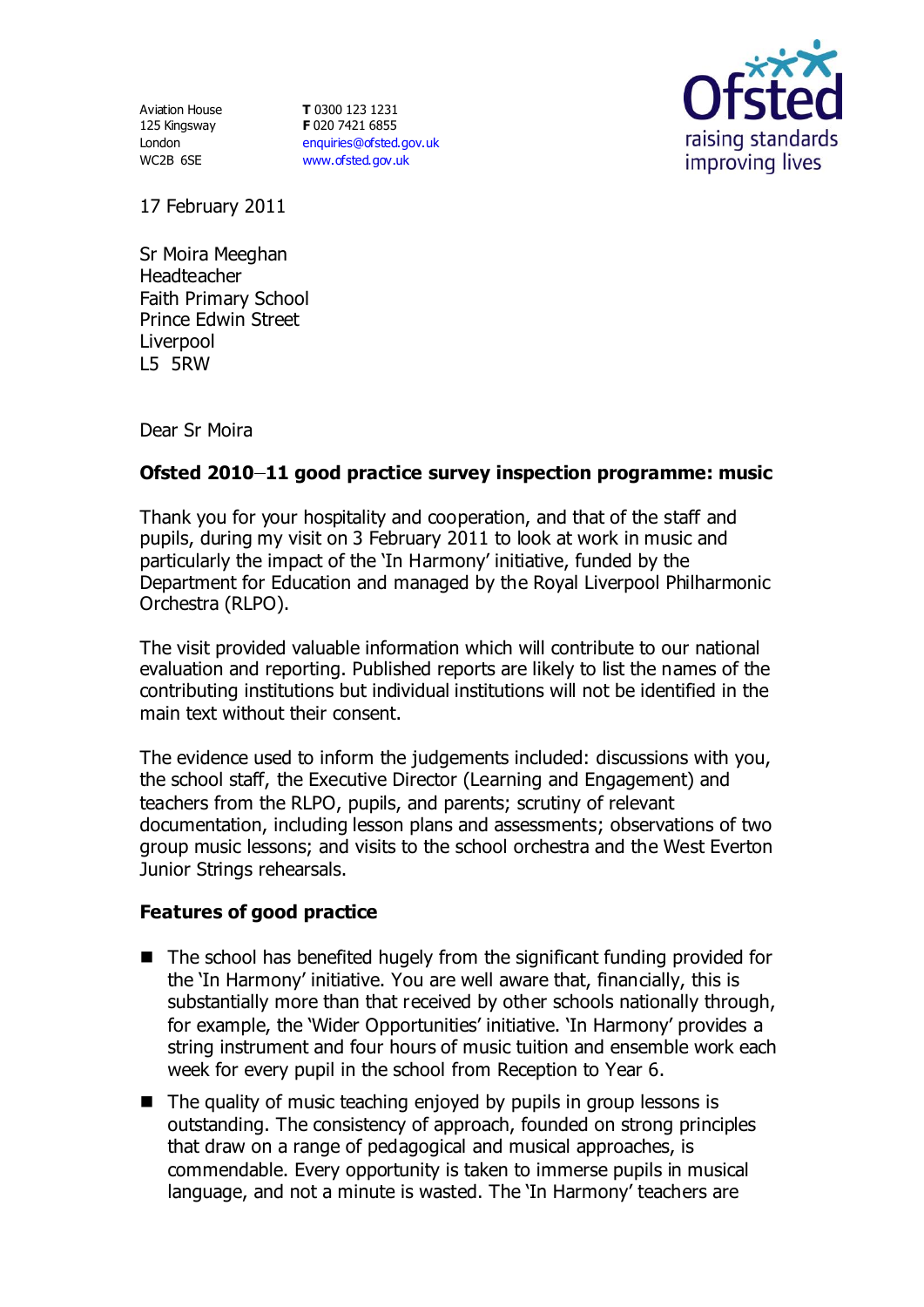Aviation House
125 Kingsway
London
WC2B 6SE

**T** 0300 123 1231
**F** 020 7421 6855
enquiries@ofsted.gov.uk
www.ofsted.gov.uk

17 February 2011

Sr Moira Meeghan
Headteacher
Faith Primary School
Prince Edwin Street
Liverpool
L5 5RW

Dear Sr Moira

**Ofsted 2010–11 good practice survey inspection programme: music**

Thank you for your hospitality and cooperation, and that of the staff and pupils, during my visit on 3 February 2011 to look at work in music and particularly the impact of the 'In Harmony' initiative, funded by the Department for Education and managed by the Royal Liverpool Philharmonic Orchestra (RLPO).

The visit provided valuable information which will contribute to our national evaluation and reporting. Published reports are likely to list the names of the contributing institutions but individual institutions will not be identified in the main text without their consent.

The evidence used to inform the judgements included: discussions with you, the school staff, the Executive Director (Learning and Engagement) and teachers from the RLPO, pupils, and parents; scrutiny of relevant documentation, including lesson plans and assessments; observations of two group music lessons; and visits to the school orchestra and the West Everton Junior Strings rehearsals.

**Features of good practice**

- The school has benefited hugely from the significant funding provided for the 'In Harmony' initiative. You are well aware that, financially, this is substantially more than that received by other schools nationally through, for example, the 'Wider Opportunities' initiative. 'In Harmony' provides a string instrument and four hours of music tuition and ensemble work each week for every pupil in the school from Reception to Year 6.
- The quality of music teaching enjoyed by pupils in group lessons is outstanding. The consistency of approach, founded on strong principles that draw on a range of pedagogical and musical approaches, is commendable. Every opportunity is taken to immerse pupils in musical language, and not a minute is wasted. The 'In Harmony' teachers are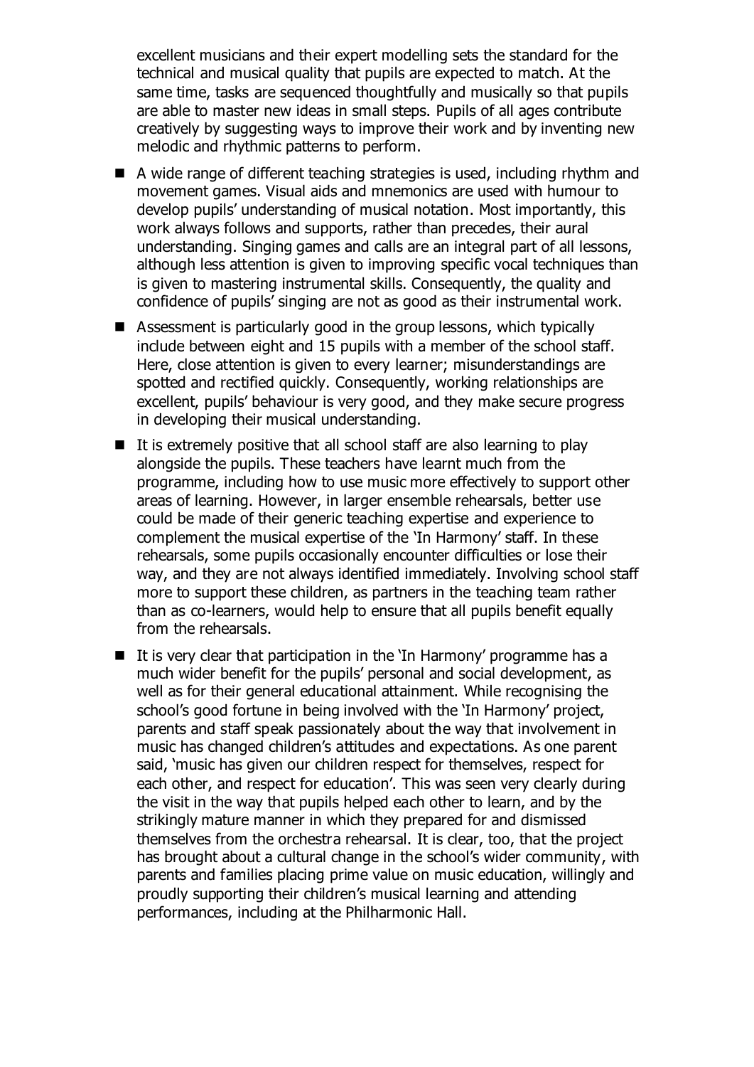excellent musicians and their expert modelling sets the standard for the technical and musical quality that pupils are expected to match. At the same time, tasks are sequenced thoughtfully and musically so that pupils are able to master new ideas in small steps. Pupils of all ages contribute creatively by suggesting ways to improve their work and by inventing new melodic and rhythmic patterns to perform.

- A wide range of different teaching strategies is used, including rhythm and movement games. Visual aids and mnemonics are used with humour to develop pupils' understanding of musical notation. Most importantly, this work always follows and supports, rather than precedes, their aural understanding. Singing games and calls are an integral part of all lessons, although less attention is given to improving specific vocal techniques than is given to mastering instrumental skills. Consequently, the quality and confidence of pupils' singing are not as good as their instrumental work.
- Assessment is particularly good in the group lessons, which typically include between eight and 15 pupils with a member of the school staff. Here, close attention is given to every learner; misunderstandings are spotted and rectified quickly. Consequently, working relationships are excellent, pupils' behaviour is very good, and they make secure progress in developing their musical understanding.
- It is extremely positive that all school staff are also learning to play alongside the pupils. These teachers have learnt much from the programme, including how to use music more effectively to support other areas of learning. However, in larger ensemble rehearsals, better use could be made of their generic teaching expertise and experience to complement the musical expertise of the 'In Harmony' staff. In these rehearsals, some pupils occasionally encounter difficulties or lose their way, and they are not always identified immediately. Involving school staff more to support these children, as partners in the teaching team rather than as co-learners, would help to ensure that all pupils benefit equally from the rehearsals.
- It is very clear that participation in the 'In Harmony' programme has a much wider benefit for the pupils' personal and social development, as well as for their general educational attainment. While recognising the school's good fortune in being involved with the 'In Harmony' project, parents and staff speak passionately about the way that involvement in music has changed children's attitudes and expectations. As one parent said, 'music has given our children respect for themselves, respect for each other, and respect for education'. This was seen very clearly during the visit in the way that pupils helped each other to learn, and by the strikingly mature manner in which they prepared for and dismissed themselves from the orchestra rehearsal. It is clear, too, that the project has brought about a cultural change in the school's wider community, with parents and families placing prime value on music education, willingly and proudly supporting their children's musical learning and attending performances, including at the Philharmonic Hall.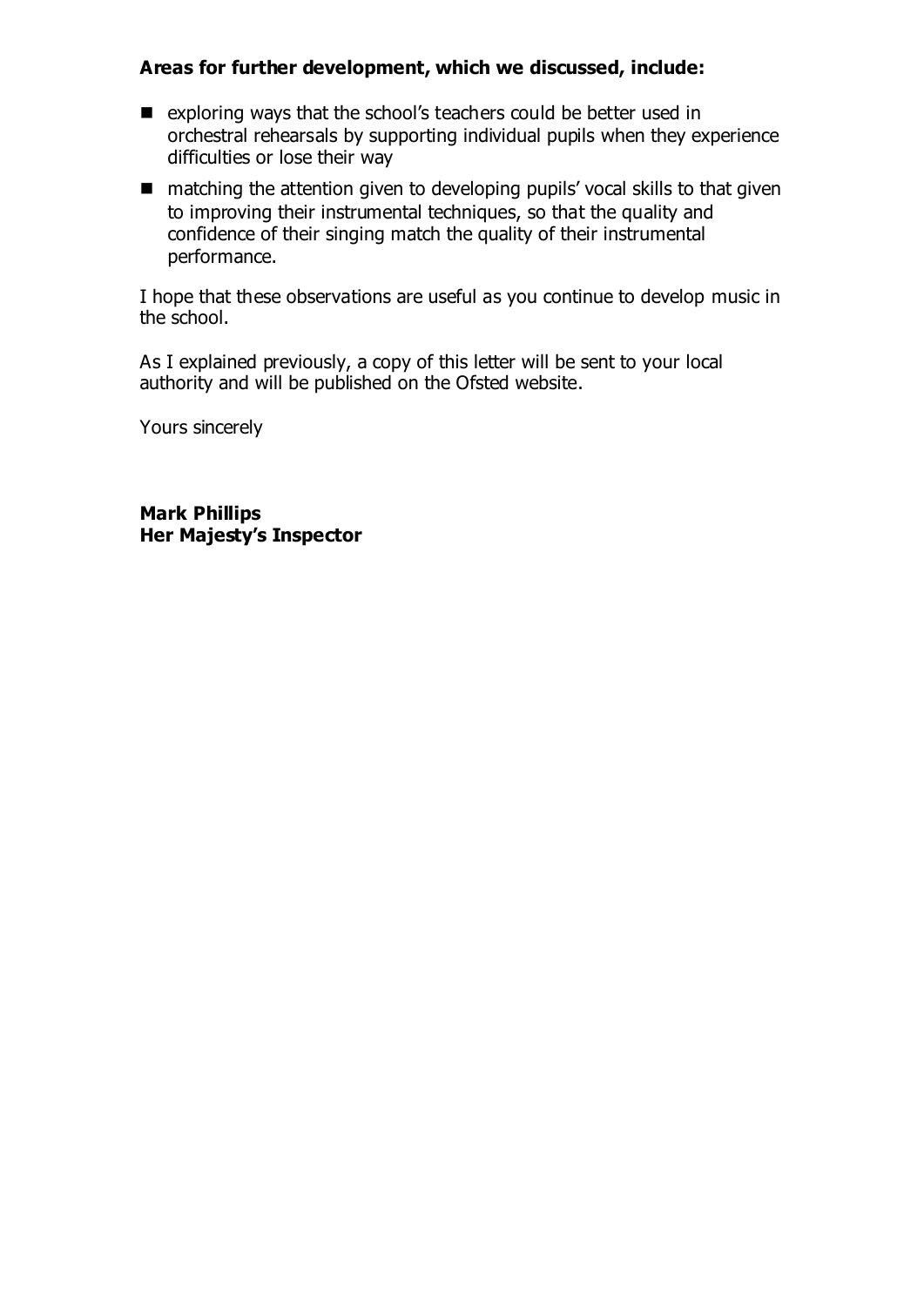**Areas for further development, which we discussed, include:**

- exploring ways that the school's teachers could be better used in orchestral rehearsals by supporting individual pupils when they experience difficulties or lose their way
- matching the attention given to developing pupils' vocal skills to that given to improving their instrumental techniques, so that the quality and confidence of their singing match the quality of their instrumental performance.

I hope that these observations are useful as you continue to develop music in the school.

As I explained previously, a copy of this letter will be sent to your local authority and will be published on the Ofsted website.

Yours sincerely

**Mark Phillips**
**Her Majesty's Inspector**